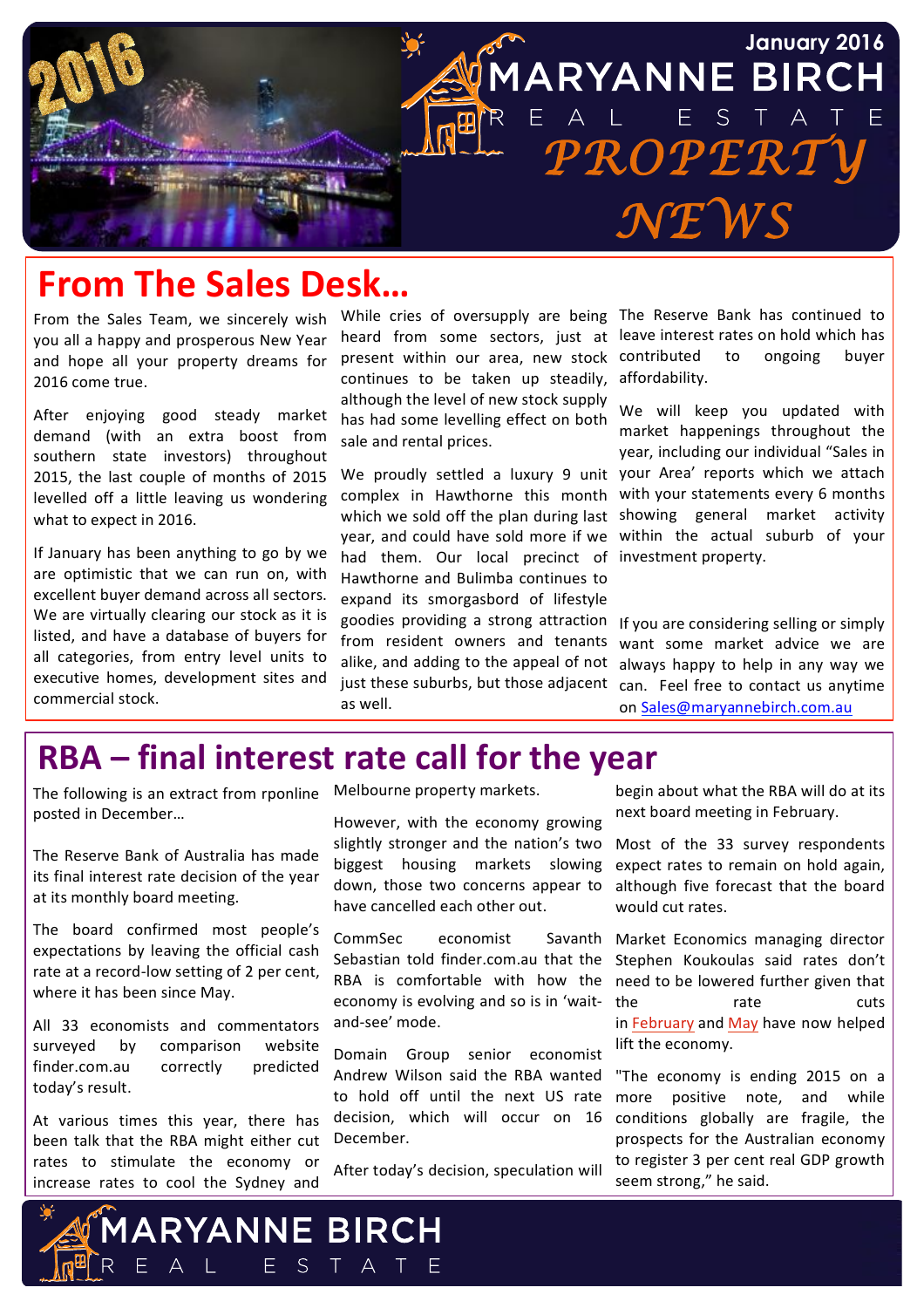January 2016

# MARYANNE BIRCH REAL ESTATE PROPERTY NEWS

## From The Sales Desk…

From the Sales Team, we sincerely wish you all a happy and prosperous New Year and hope all your property dreams for 2016 come true.

After enjoying good steady market demand (with an extra boost from southern state investors) throughout 2015, the last couple of months of 2015 levelled off a little leaving us wondering what to expect in 2016.

If January has been anything to go by we are optimistic that we can run on, with excellent buyer demand across all sectors. We are virtually clearing our stock as it is listed, and have a database of buyers for all categories, from entry level units to executive homes, development sites and commercial stock.

While cries of oversupply are being heard from some sectors, just at present within our area, new stock continues to be taken up steadily, although the level of new stock supply has had some levelling effect on both sale and rental prices.

We proudly settled a luxury 9 unit complex in Hawthorne this month which we sold off the plan during last year, and could have sold more if we had them. Our local precinct of Hawthorne and Bulimba continues to expand its smorgasbord of lifestyle goodies providing a strong attraction from resident owners and tenants alike, and adding to the appeal of not just these suburbs, but those adjacent as well.

The Reserve Bank has continued to leave interest rates on hold which has contributed to ongoing buyer affordability.

We will keep you updated with market happenings throughout the year, including our individual "Sales in your Area' reports which we attach with your statements every 6 months showing general market activity within the actual suburb of your investment property.

If you are considering selling or simply want some market advice we are always happy to help in any way we can. Feel free to contact us anytime on Sales@maryannebirch.com.au

## RBA – final interest rate call for the year

The following is an extract from rponline posted in December…

The Reserve Bank of Australia has made its final interest rate decision of the year at its monthly board meeting.

The board confirmed most people's expectations by leaving the official cash rate at a record-low setting of 2 per cent, where it has been since May.

All 33 economists and commentators surveyed by comparison website finder.com.au correctly predicted today's result.

At various times this year, there has been talk that the RBA might either cut rates to stimulate the economy or increase rates to cool the Sydney and Melbourne property markets.

However, with the economy growing slightly stronger and the nation's two biggest housing markets slowing down, those two concerns appear to have cancelled each other out.

CommSec economist Savanth Sebastian told finder.com.au that the RBA is comfortable with how the economy is evolving and so is in 'wait-and-see' mode.

Domain Group senior economist Andrew Wilson said the RBA wanted to hold off until the next US rate decision, which will occur on 16 December.

After today's decision, speculation will begin about what the RBA will do at its next board meeting in February.

Most of the 33 survey respondents expect rates to remain on hold again, although five forecast that the board would cut rates.

Market Economics managing director Stephen Koukoulas said rates don't need to be lowered further given that the rate cuts in February and May have now helped lift the economy.

"The economy is ending 2015 on a more positive note, and while conditions globally are fragile, the prospects for the Australian economy to register 3 per cent real GDP growth seem strong," he said.

MARYANNE BIRCH REAL ESTATE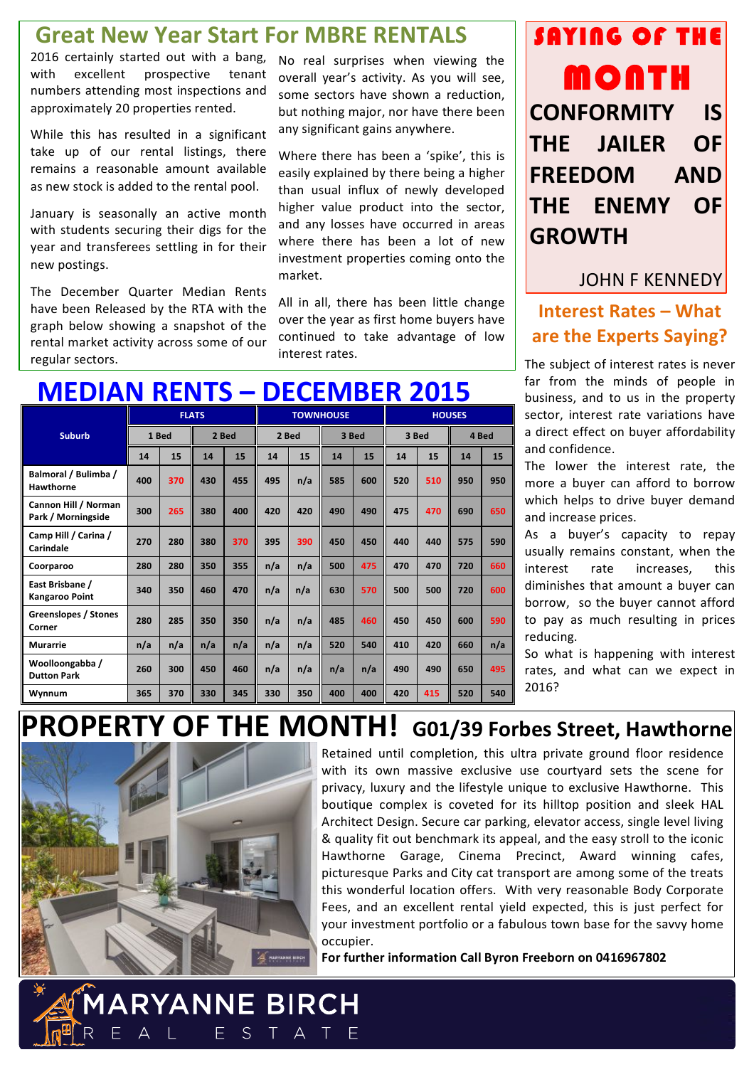## Great New Year Start For MBRE RENTALS

2016 certainly started out with a bang, with excellent prospective tenant numbers attending most inspections and approximately 20 properties rented.

While this has resulted in a significant take up of our rental listings, there remains a reasonable amount available as new stock is added to the rental pool.

January is seasonally an active month with students securing their digs for the year and transferees settling in for their new postings.

The December Quarter Median Rents have been Released by the RTA with the graph below showing a snapshot of the rental market activity across some of our regular sectors.

No real surprises when viewing the overall year's activity. As you will see, some sectors have shown a reduction, but nothing major, nor have there been any significant gains anywhere.

Where there has been a 'spike', this is easily explained by there being a higher than usual influx of newly developed higher value product into the sector, and any losses have occurred in areas where there has been a lot of new investment properties coming onto the market.

All in all, there has been little change over the year as first home buyers have continued to take advantage of low interest rates.

## MEDIAN RENTS – DECEMBER 2015

| Suburb | FLATS | | | | TOWNHOUSE | | | | HOUSES | | | |
|---|---|---|---|---|---|---|---|---|---|---|---|---|
| | 1 Bed | | 2 Bed | | 2 Bed | | 3 Bed | | 3 Bed | | 4 Bed | |
| | 14 | 15 | 14 | 15 | 14 | 15 | 14 | 15 | 14 | 15 | 14 | 15 |
| Balmoral / Bulimba / Hawthorne | 400 | 370 | 430 | 455 | 495 | n/a | 585 | 600 | 520 | 510 | 950 | 950 |
| Cannon Hill / Norman Park / Morningside | 300 | 265 | 380 | 400 | 420 | 420 | 490 | 490 | 475 | 470 | 690 | 650 |
| Camp Hill / Carina / Carindale | 270 | 280 | 380 | 370 | 395 | 390 | 450 | 450 | 440 | 440 | 575 | 590 |
| Coorparoo | 280 | 280 | 350 | 355 | n/a | n/a | 500 | 475 | 470 | 470 | 720 | 660 |
| East Brisbane / Kangaroo Point | 340 | 350 | 460 | 470 | n/a | n/a | 630 | 570 | 500 | 500 | 720 | 600 |
| Greenslopes / Stones Corner | 280 | 285 | 350 | 350 | n/a | n/a | 485 | 460 | 450 | 450 | 600 | 590 |
| Murarrie | n/a | n/a | n/a | n/a | n/a | n/a | 520 | 540 | 410 | 420 | 660 | n/a |
| Woolloongabba / Dutton Park | 260 | 300 | 450 | 460 | n/a | n/a | n/a | n/a | 490 | 490 | 650 | 495 |
| Wynnum | 365 | 370 | 330 | 345 | 330 | 350 | 400 | 400 | 420 | 415 | 520 | 540 |

## SAYING OF THE MONTH

**CONFORMITY IS THE JAILER OF FREEDOM AND THE ENEMY OF GROWTH**

JOHN F KENNEDY

## Interest Rates – What are the Experts Saying?

The subject of interest rates is never far from the minds of people in business, and to us in the property sector, interest rate variations have a direct effect on buyer affordability and confidence.

The lower the interest rate, the more a buyer can afford to borrow which helps to drive buyer demand and increase prices.

As a buyer's capacity to repay usually remains constant, when the interest rate increases, this diminishes that amount a buyer can borrow, so the buyer cannot afford to pay as much resulting in prices reducing.

So what is happening with interest rates, and what can we expect in 2016?

## PROPERTY OF THE MONTH! G01/39 Forbes Street, Hawthorne

Retained until completion, this ultra private ground floor residence with its own massive exclusive use courtyard sets the scene for privacy, luxury and the lifestyle unique to exclusive Hawthorne. This boutique complex is coveted for its hilltop position and sleek HAL Architect Design. Secure car parking, elevator access, single level living & quality fit out benchmark its appeal, and the easy stroll to the iconic Hawthorne Garage, Cinema Precinct, Award winning cafes, picturesque Parks and City cat transport are among some of the treats this wonderful location offers. With very reasonable Body Corporate Fees, and an excellent rental yield expected, this is just perfect for your investment portfolio or a fabulous town base for the savvy home occupier.

**For further information Call Byron Freeborn on 0416967802**

MARYANNE BIRCH REAL ESTATE